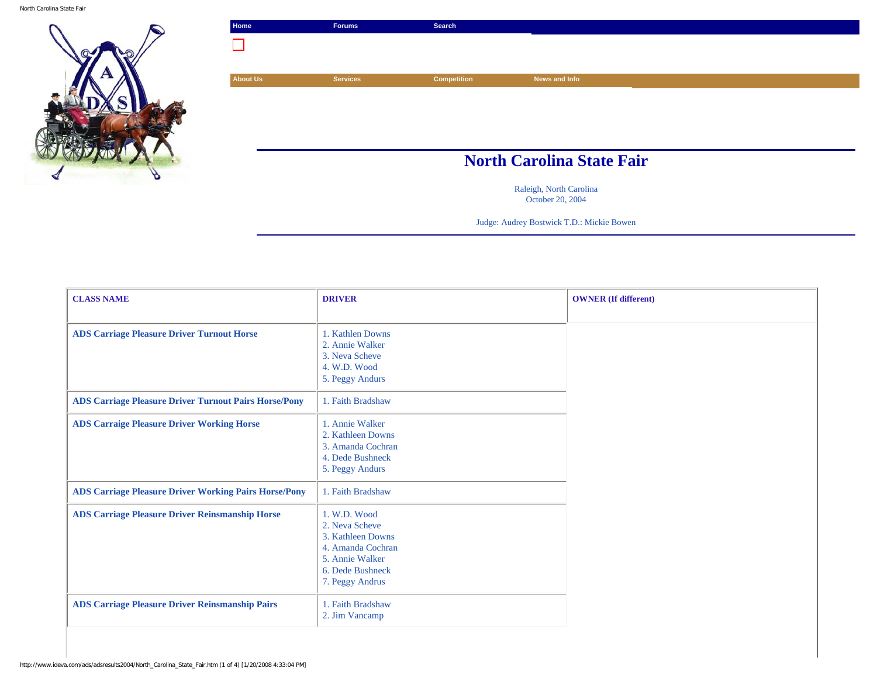Home | Forums | Search

About Us | Services | Competition | News and Info

# North Carolina State Fair

Raleigh, North Carolina
October 20, 2004

Judge: Audrey Bostwick T.D.: Mickie Bowen

| CLASS NAME | DRIVER | OWNER (If different) |
|---|---|---|
| ADS Carriage Pleasure Driver Turnout Horse | 1. Kathlen Downs<br>2. Annie Walker<br>3. Neva Scheve<br>4. W.D. Wood<br>5. Peggy Andurs | |
| ADS Carriage Pleasure Driver Turnout Pairs Horse/Pony | 1. Faith Bradshaw | |
| ADS Carraige Pleasure Driver Working Horse | 1. Annie Walker<br>2. Kathleen Downs<br>3. Amanda Cochran<br>4. Dede Bushneck<br>5. Peggy Andurs | |
| ADS Carriage Pleasure Driver Working Pairs Horse/Pony | 1. Faith Bradshaw | |
| ADS Carriage Pleasure Driver Reinsmanship Horse | 1. W.D. Wood<br>2. Neva Scheve<br>3. Kathleen Downs<br>4. Amanda Cochran<br>5. Annie Walker<br>6. Dede Bushneck<br>7. Peggy Andrus | |
| ADS Carriage Pleasure Driver Reinsmanship Pairs | 1. Faith Bradshaw<br>2. Jim Vancamp | |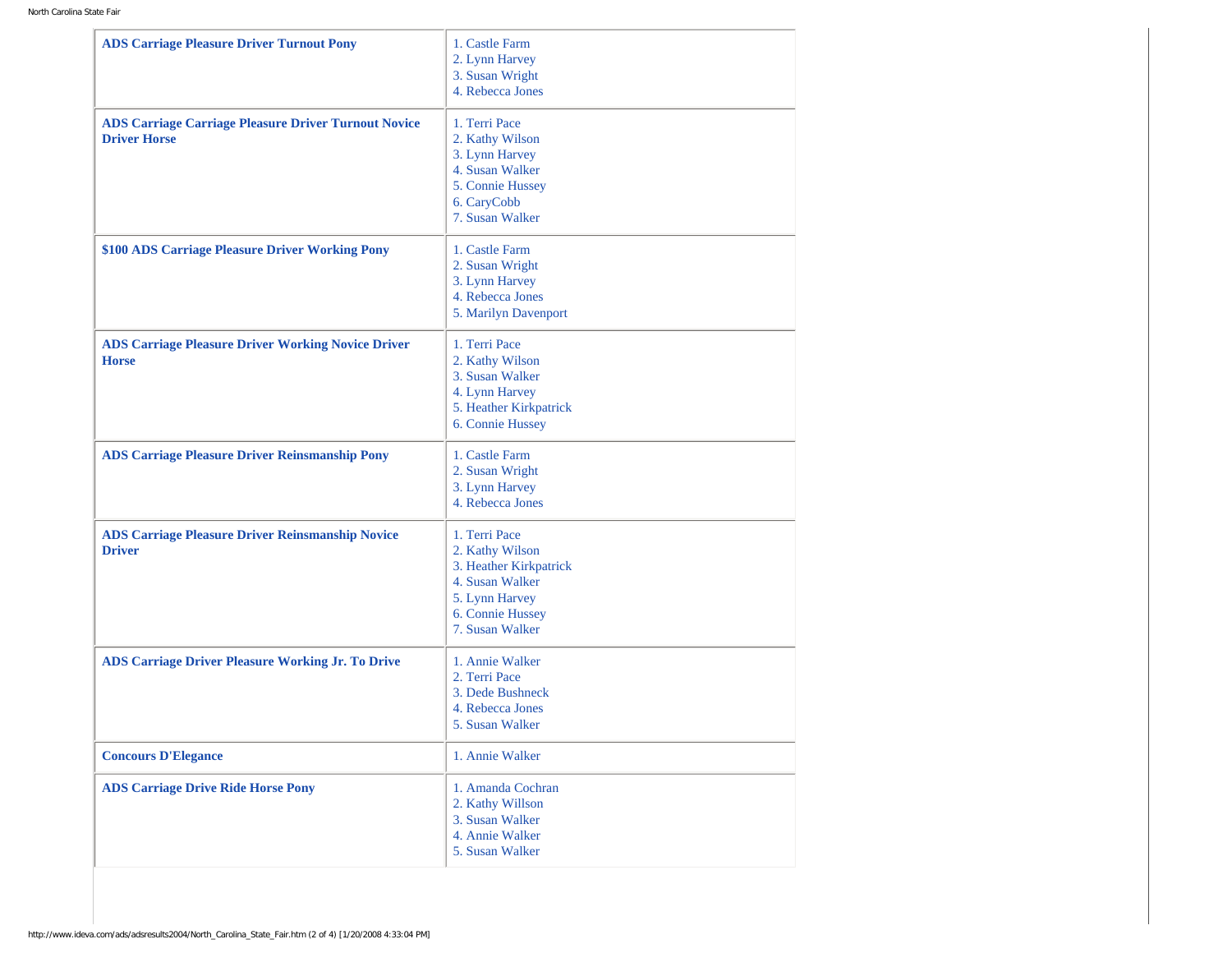| Class | Placings |
| --- | --- |
| **ADS Carriage Pleasure Driver Turnout Pony** | 1. Castle Farm<br>2. Lynn Harvey<br>3. Susan Wright<br>4. Rebecca Jones |
| **ADS Carriage Carriage Pleasure Driver Turnout Novice Driver Horse** | 1. Terri Pace<br>2. Kathy Wilson<br>3. Lynn Harvey<br>4. Susan Walker<br>5. Connie Hussey<br>6. CaryCobb<br>7. Susan Walker |
| **$100 ADS Carriage Pleasure Driver Working Pony** | 1. Castle Farm<br>2. Susan Wright<br>3. Lynn Harvey<br>4. Rebecca Jones<br>5. Marilyn Davenport |
| **ADS Carriage Pleasure Driver Working Novice Driver Horse** | 1. Terri Pace<br>2. Kathy Wilson<br>3. Susan Walker<br>4. Lynn Harvey<br>5. Heather Kirkpatrick<br>6. Connie Hussey |
| **ADS Carriage Pleasure Driver Reinsmanship Pony** | 1. Castle Farm<br>2. Susan Wright<br>3. Lynn Harvey<br>4. Rebecca Jones |
| **ADS Carriage Pleasure Driver Reinsmanship Novice Driver** | 1. Terri Pace<br>2. Kathy Wilson<br>3. Heather Kirkpatrick<br>4. Susan Walker<br>5. Lynn Harvey<br>6. Connie Hussey<br>7. Susan Walker |
| **ADS Carriage Driver Pleasure Working Jr. To Drive** | 1. Annie Walker<br>2. Terri Pace<br>3. Dede Bushneck<br>4. Rebecca Jones<br>5. Susan Walker |
| **Concours D'Elegance** | 1. Annie Walker |
| **ADS Carriage Drive Ride Horse Pony** | 1. Amanda Cochran<br>2. Kathy Willson<br>3. Susan Walker<br>4. Annie Walker<br>5. Susan Walker |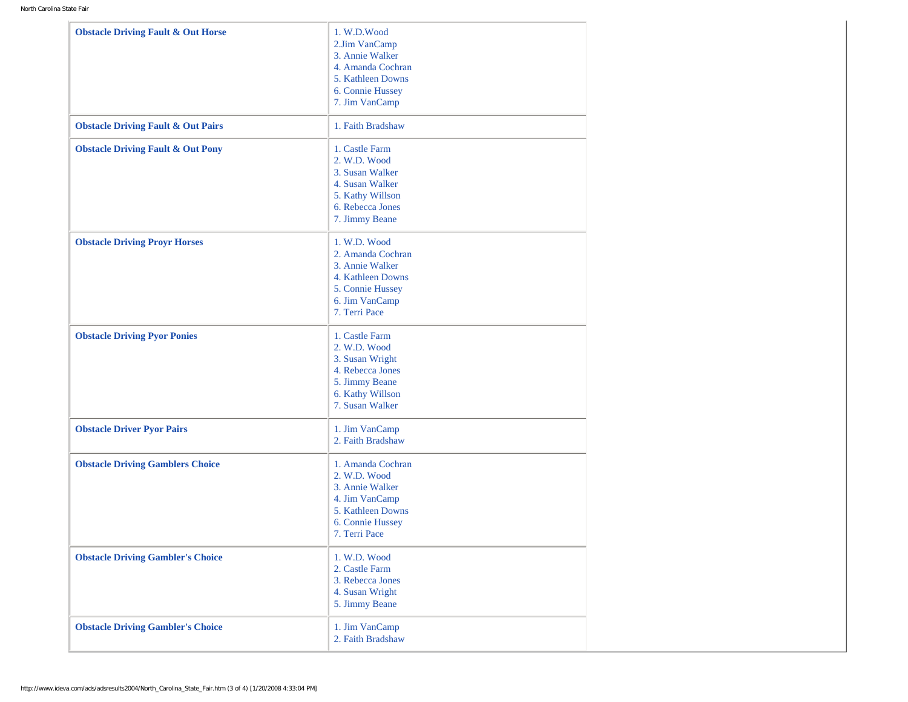| | |
|---|---|
| **Obstacle Driving Fault & Out Horse** | 1. W.D.Wood<br>2.Jim VanCamp<br>3. Annie Walker<br>4. Amanda Cochran<br>5. Kathleen Downs<br>6. Connie Hussey<br>7. Jim VanCamp |
| **Obstacle Driving Fault & Out Pairs** | 1. Faith Bradshaw |
| **Obstacle Driving Fault & Out Pony** | 1. Castle Farm<br>2. W.D. Wood<br>3. Susan Walker<br>4. Susan Walker<br>5. Kathy Willson<br>6. Rebecca Jones<br>7. Jimmy Beane |
| **Obstacle Driving Proyr Horses** | 1. W.D. Wood<br>2. Amanda Cochran<br>3. Annie Walker<br>4. Kathleen Downs<br>5. Connie Hussey<br>6. Jim VanCamp<br>7. Terri Pace |
| **Obstacle Driving Pyor Ponies** | 1. Castle Farm<br>2. W.D. Wood<br>3. Susan Wright<br>4. Rebecca Jones<br>5. Jimmy Beane<br>6. Kathy Willson<br>7. Susan Walker |
| **Obstacle Driver Pyor Pairs** | 1. Jim VanCamp<br>2. Faith Bradshaw |
| **Obstacle Driving Gamblers Choice** | 1. Amanda Cochran<br>2. W.D. Wood<br>3. Annie Walker<br>4. Jim VanCamp<br>5. Kathleen Downs<br>6. Connie Hussey<br>7. Terri Pace |
| **Obstacle Driving Gambler's Choice** | 1. W.D. Wood<br>2. Castle Farm<br>3. Rebecca Jones<br>4. Susan Wright<br>5. Jimmy Beane |
| **Obstacle Driving Gambler's Choice** | 1. Jim VanCamp<br>2. Faith Bradshaw |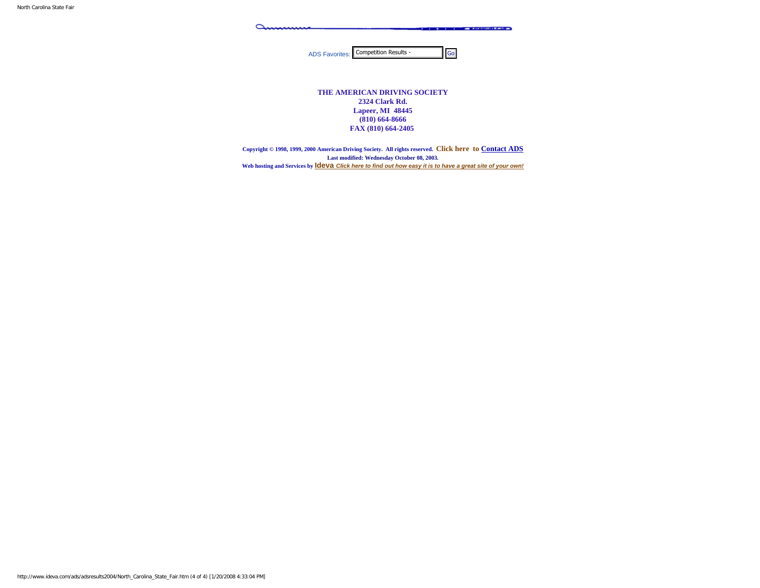ADS Favorites: Competition Results - Go

**THE AMERICAN DRIVING SOCIETY**
**2324 Clark Rd.**
**Lapeer, MI 48445**
**(810) 664-8666**
**FAX (810) 664-2405**

**Copyright © 1998, 1999, 2000 American Driving Society. All rights reserved. Click here to Contact ADS**
**Last modified: Wednesday October 08, 2003.**
**Web hosting and Services by Ideva *Click here to find out how easy it is to have a great site of your own!***